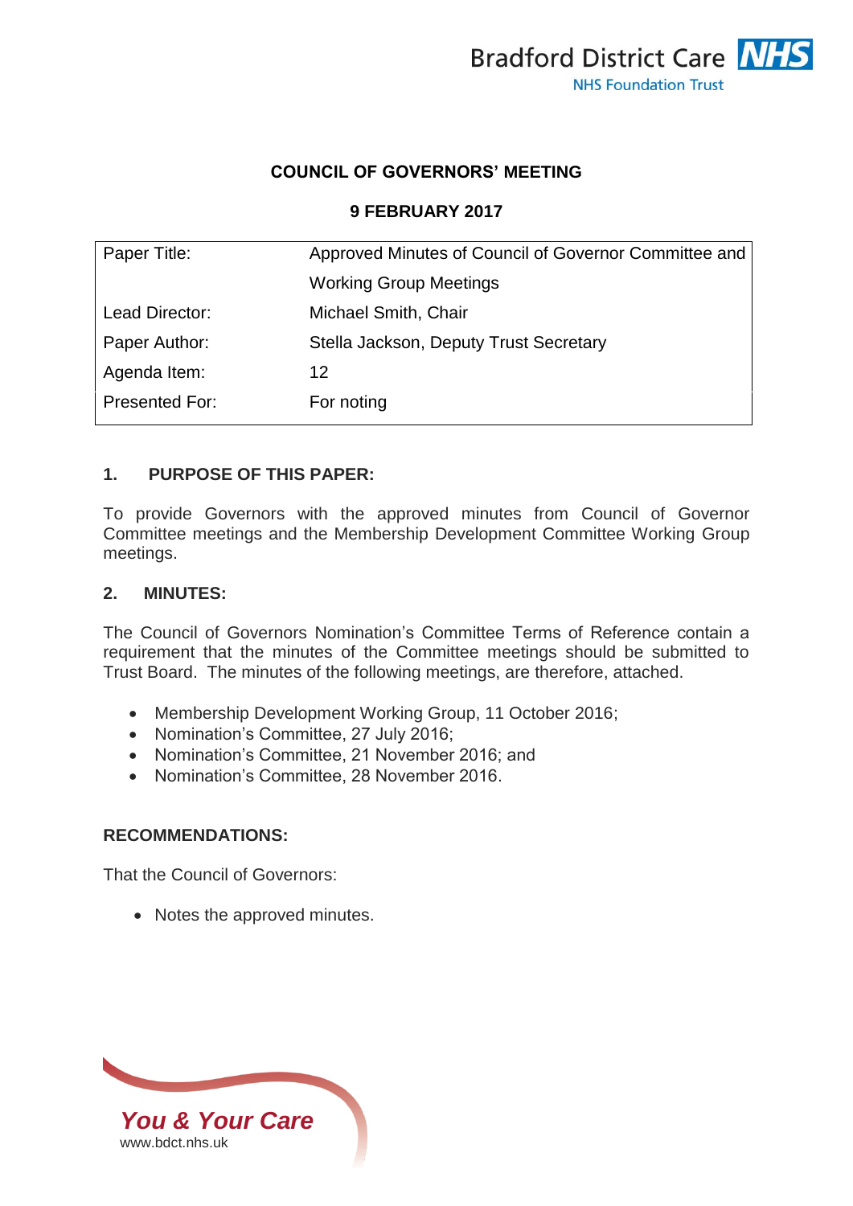Bradford District Care NHS Foundation Trust

## COUNCIL OF GOVERNORS' MEETING

### 9 FEBRUARY 2017

| | |
|---|---|
| Paper Title: | Approved Minutes of Council of Governor Committee and Working Group Meetings |
| Lead Director: | Michael Smith, Chair |
| Paper Author: | Stella Jackson, Deputy Trust Secretary |
| Agenda Item: | 12 |
| Presented For: | For noting |

### 1. PURPOSE OF THIS PAPER:

To provide Governors with the approved minutes from Council of Governor Committee meetings and the Membership Development Committee Working Group meetings.

### 2. MINUTES:

The Council of Governors Nomination's Committee Terms of Reference contain a requirement that the minutes of the Committee meetings should be submitted to Trust Board. The minutes of the following meetings, are therefore, attached.

- Membership Development Working Group, 11 October 2016;
- Nomination's Committee, 27 July 2016;
- Nomination's Committee, 21 November 2016; and
- Nomination's Committee, 28 November 2016.

### RECOMMENDATIONS:

That the Council of Governors:

- Notes the approved minutes.

*You & Your Care*
www.bdct.nhs.uk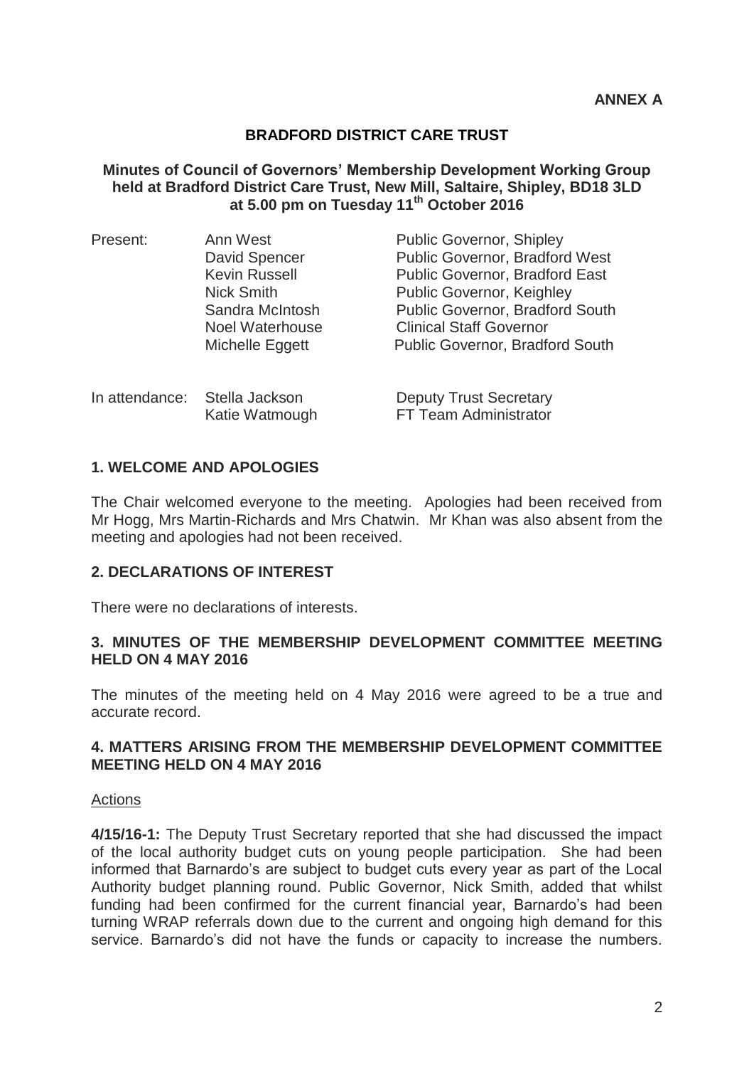**ANNEX A**

**BRADFORD DISTRICT CARE TRUST**

**Minutes of Council of Governors' Membership Development Working Group held at Bradford District Care Trust, New Mill, Saltaire, Shipley, BD18 3LD at 5.00 pm on Tuesday 11th October 2016**

| | | |
|---|---|---|
| Present: | Ann West | Public Governor, Shipley |
| | David Spencer | Public Governor, Bradford West |
| | Kevin Russell | Public Governor, Bradford East |
| | Nick Smith | Public Governor, Keighley |
| | Sandra McIntosh | Public Governor, Bradford South |
| | Noel Waterhouse | Clinical Staff Governor |
| | Michelle Eggett | Public Governor, Bradford South |
| In attendance: | Stella Jackson | Deputy Trust Secretary |
| | Katie Watmough | FT Team Administrator |

## 1. WELCOME AND APOLOGIES

The Chair welcomed everyone to the meeting. Apologies had been received from Mr Hogg, Mrs Martin-Richards and Mrs Chatwin. Mr Khan was also absent from the meeting and apologies had not been received.

## 2. DECLARATIONS OF INTEREST

There were no declarations of interests.

## 3. MINUTES OF THE MEMBERSHIP DEVELOPMENT COMMITTEE MEETING HELD ON 4 MAY 2016

The minutes of the meeting held on 4 May 2016 were agreed to be a true and accurate record.

## 4. MATTERS ARISING FROM THE MEMBERSHIP DEVELOPMENT COMMITTEE MEETING HELD ON 4 MAY 2016

Actions

**4/15/16-1:** The Deputy Trust Secretary reported that she had discussed the impact of the local authority budget cuts on young people participation. She had been informed that Barnardo's are subject to budget cuts every year as part of the Local Authority budget planning round. Public Governor, Nick Smith, added that whilst funding had been confirmed for the current financial year, Barnardo's had been turning WRAP referrals down due to the current and ongoing high demand for this service. Barnardo's did not have the funds or capacity to increase the numbers.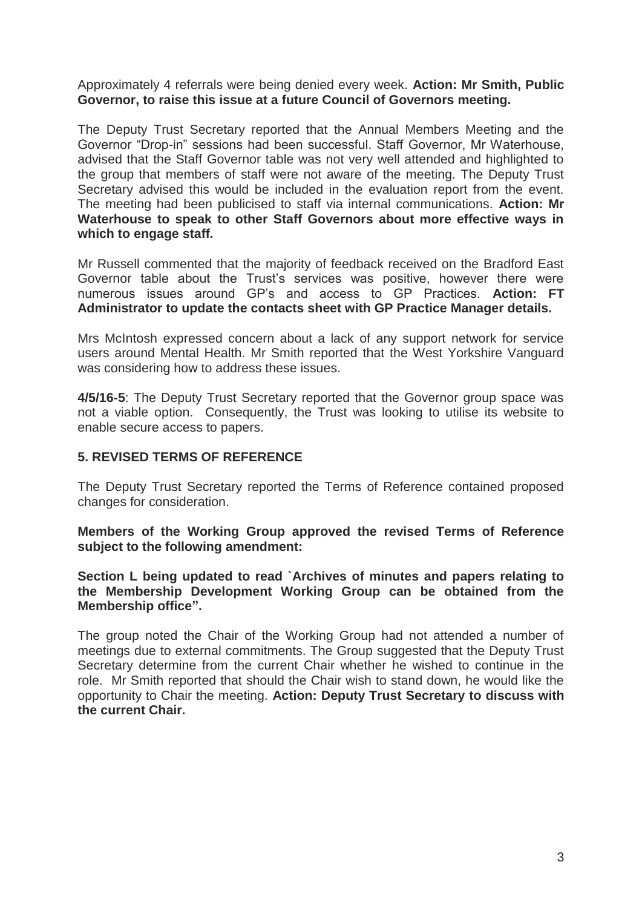Approximately 4 referrals were being denied every week. **Action: Mr Smith, Public Governor, to raise this issue at a future Council of Governors meeting.**

The Deputy Trust Secretary reported that the Annual Members Meeting and the Governor "Drop-in" sessions had been successful. Staff Governor, Mr Waterhouse, advised that the Staff Governor table was not very well attended and highlighted to the group that members of staff were not aware of the meeting. The Deputy Trust Secretary advised this would be included in the evaluation report from the event. The meeting had been publicised to staff via internal communications. **Action: Mr Waterhouse to speak to other Staff Governors about more effective ways in which to engage staff.**

Mr Russell commented that the majority of feedback received on the Bradford East Governor table about the Trust's services was positive, however there were numerous issues around GP's and access to GP Practices. **Action: FT Administrator to update the contacts sheet with GP Practice Manager details.**

Mrs McIntosh expressed concern about a lack of any support network for service users around Mental Health. Mr Smith reported that the West Yorkshire Vanguard was considering how to address these issues.

**4/5/16-5**: The Deputy Trust Secretary reported that the Governor group space was not a viable option. Consequently, the Trust was looking to utilise its website to enable secure access to papers.

## 5. REVISED TERMS OF REFERENCE

The Deputy Trust Secretary reported the Terms of Reference contained proposed changes for consideration.

**Members of the Working Group approved the revised Terms of Reference subject to the following amendment:**

**Section L being updated to read `Archives of minutes and papers relating to the Membership Development Working Group can be obtained from the Membership office".**

The group noted the Chair of the Working Group had not attended a number of meetings due to external commitments. The Group suggested that the Deputy Trust Secretary determine from the current Chair whether he wished to continue in the role. Mr Smith reported that should the Chair wish to stand down, he would like the opportunity to Chair the meeting. **Action: Deputy Trust Secretary to discuss with the current Chair.**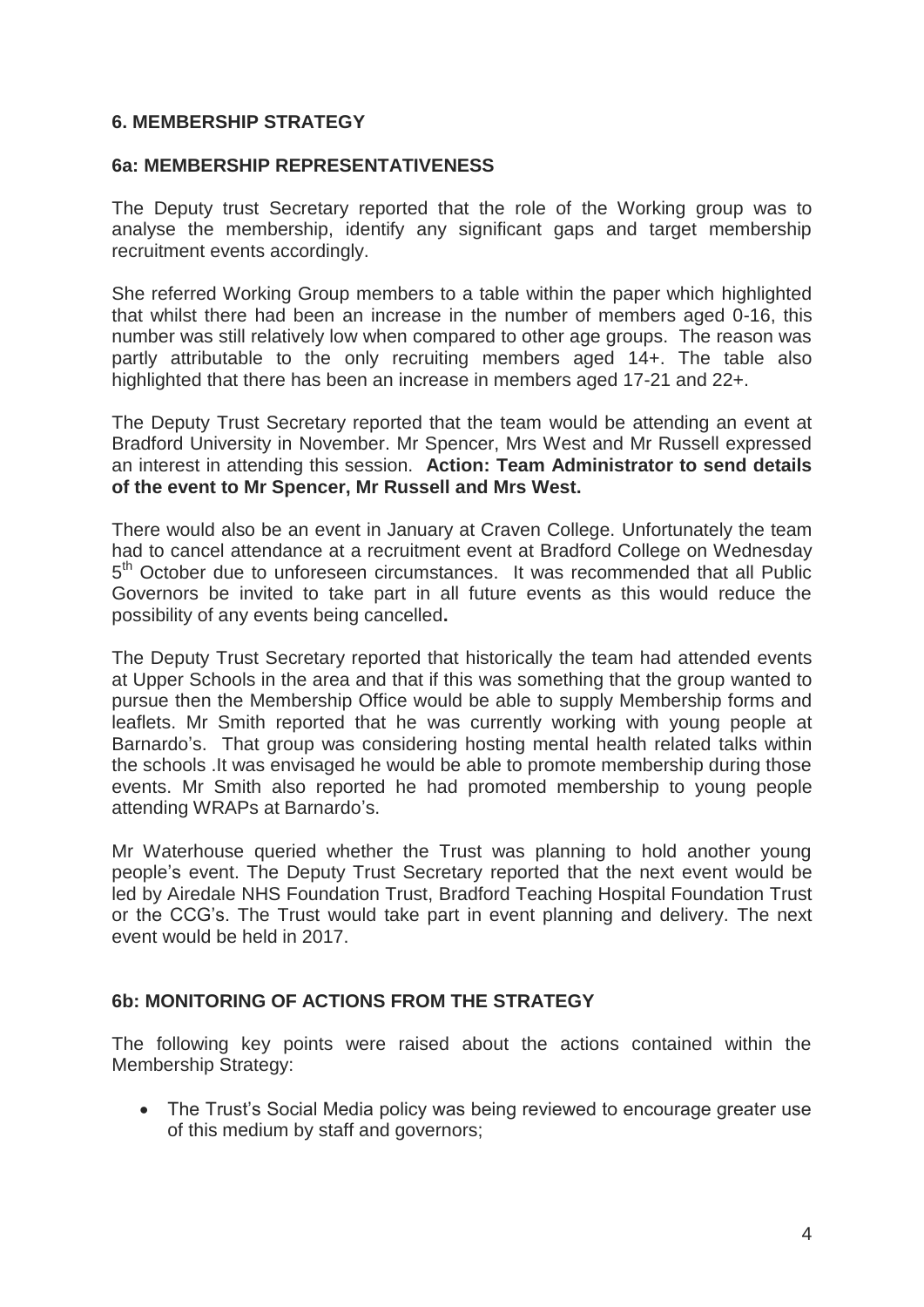## 6. MEMBERSHIP STRATEGY

### 6a: MEMBERSHIP REPRESENTATIVENESS

The Deputy trust Secretary reported that the role of the Working group was to analyse the membership, identify any significant gaps and target membership recruitment events accordingly.

She referred Working Group members to a table within the paper which highlighted that whilst there had been an increase in the number of members aged 0-16, this number was still relatively low when compared to other age groups. The reason was partly attributable to the only recruiting members aged 14+. The table also highlighted that there has been an increase in members aged 17-21 and 22+.

The Deputy Trust Secretary reported that the team would be attending an event at Bradford University in November. Mr Spencer, Mrs West and Mr Russell expressed an interest in attending this session. **Action: Team Administrator to send details of the event to Mr Spencer, Mr Russell and Mrs West.**

There would also be an event in January at Craven College. Unfortunately the team had to cancel attendance at a recruitment event at Bradford College on Wednesday 5th October due to unforeseen circumstances. It was recommended that all Public Governors be invited to take part in all future events as this would reduce the possibility of any events being cancelled.

The Deputy Trust Secretary reported that historically the team had attended events at Upper Schools in the area and that if this was something that the group wanted to pursue then the Membership Office would be able to supply Membership forms and leaflets. Mr Smith reported that he was currently working with young people at Barnardo's. That group was considering hosting mental health related talks within the schools .It was envisaged he would be able to promote membership during those events. Mr Smith also reported he had promoted membership to young people attending WRAPs at Barnardo's.

Mr Waterhouse queried whether the Trust was planning to hold another young people's event. The Deputy Trust Secretary reported that the next event would be led by Airedale NHS Foundation Trust, Bradford Teaching Hospital Foundation Trust or the CCG's. The Trust would take part in event planning and delivery. The next event would be held in 2017.

### 6b: MONITORING OF ACTIONS FROM THE STRATEGY

The following key points were raised about the actions contained within the Membership Strategy:

- The Trust's Social Media policy was being reviewed to encourage greater use of this medium by staff and governors;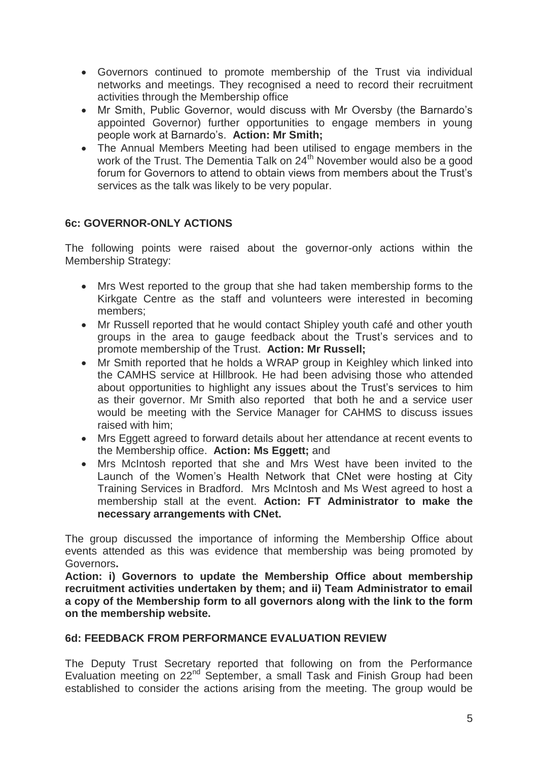- Governors continued to promote membership of the Trust via individual networks and meetings. They recognised a need to record their recruitment activities through the Membership office
- Mr Smith, Public Governor, would discuss with Mr Oversby (the Barnardo's appointed Governor) further opportunities to engage members in young people work at Barnardo's. **Action: Mr Smith;**
- The Annual Members Meeting had been utilised to engage members in the work of the Trust. The Dementia Talk on 24th November would also be a good forum for Governors to attend to obtain views from members about the Trust's services as the talk was likely to be very popular.

### 6c: GOVERNOR-ONLY ACTIONS

The following points were raised about the governor-only actions within the Membership Strategy:

- Mrs West reported to the group that she had taken membership forms to the Kirkgate Centre as the staff and volunteers were interested in becoming members;
- Mr Russell reported that he would contact Shipley youth café and other youth groups in the area to gauge feedback about the Trust's services and to promote membership of the Trust. **Action: Mr Russell;**
- Mr Smith reported that he holds a WRAP group in Keighley which linked into the CAMHS service at Hillbrook. He had been advising those who attended about opportunities to highlight any issues about the Trust's services to him as their governor. Mr Smith also reported that both he and a service user would be meeting with the Service Manager for CAHMS to discuss issues raised with him;
- Mrs Eggett agreed to forward details about her attendance at recent events to the Membership office. **Action: Ms Eggett;** and
- Mrs McIntosh reported that she and Mrs West have been invited to the Launch of the Women's Health Network that CNet were hosting at City Training Services in Bradford. Mrs McIntosh and Ms West agreed to host a membership stall at the event. **Action: FT Administrator to make the necessary arrangements with CNet.**

The group discussed the importance of informing the Membership Office about events attended as this was evidence that membership was being promoted by Governors**.**

**Action: i) Governors to update the Membership Office about membership recruitment activities undertaken by them; and ii) Team Administrator to email a copy of the Membership form to all governors along with the link to the form on the membership website.**

### 6d: FEEDBACK FROM PERFORMANCE EVALUATION REVIEW

The Deputy Trust Secretary reported that following on from the Performance Evaluation meeting on 22nd September, a small Task and Finish Group had been established to consider the actions arising from the meeting. The group would be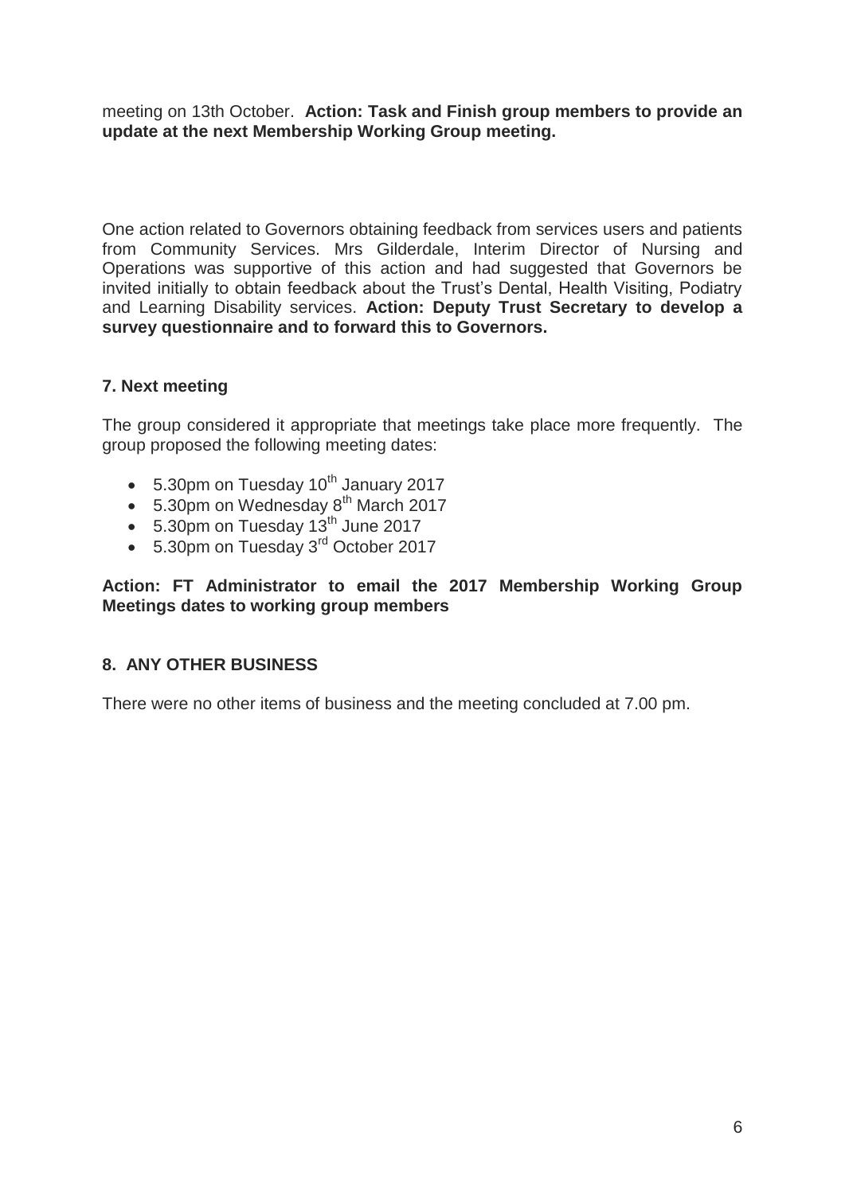meeting on 13th October. **Action: Task and Finish group members to provide an update at the next Membership Working Group meeting.**

One action related to Governors obtaining feedback from services users and patients from Community Services. Mrs Gilderdale, Interim Director of Nursing and Operations was supportive of this action and had suggested that Governors be invited initially to obtain feedback about the Trust's Dental, Health Visiting, Podiatry and Learning Disability services. **Action: Deputy Trust Secretary to develop a survey questionnaire and to forward this to Governors.**

### 7. Next meeting

The group considered it appropriate that meetings take place more frequently. The group proposed the following meeting dates:

- 5.30pm on Tuesday 10th January 2017
- 5.30pm on Wednesday 8th March 2017
- 5.30pm on Tuesday 13th June 2017
- 5.30pm on Tuesday 3rd October 2017

**Action: FT Administrator to email the 2017 Membership Working Group Meetings dates to working group members**

### 8. ANY OTHER BUSINESS

There were no other items of business and the meeting concluded at 7.00 pm.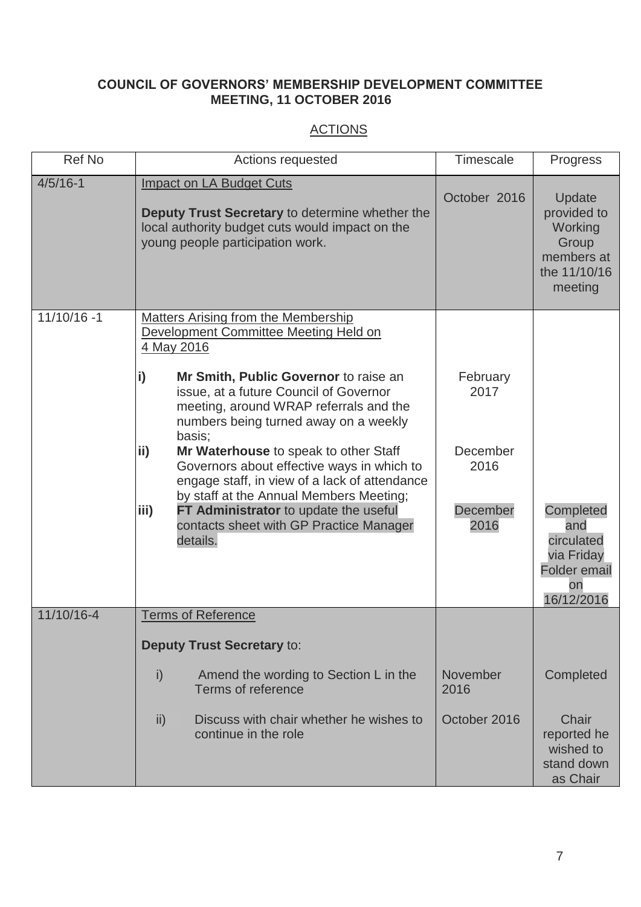**COUNCIL OF GOVERNORS' MEMBERSHIP DEVELOPMENT COMMITTEE MEETING, 11 OCTOBER 2016**

ACTIONS

| Ref No | Actions requested | Timescale | Progress |
|---|---|---|---|
| 4/5/16-1 | Impact on LA Budget Cuts<br><br>**Deputy Trust Secretary** to determine whether the local authority budget cuts would impact on the young people participation work. | October 2016 | Update provided to Working Group members at the 11/10/16 meeting |
| 11/10/16 -1 | Matters Arising from the Membership Development Committee Meeting Held on 4 May 2016 | | |
| | **i)** **Mr Smith, Public Governor** to raise an issue, at a future Council of Governor meeting, around WRAP referrals and the numbers being turned away on a weekly basis; | February 2017 | |
| | **ii)** **Mr Waterhouse** to speak to other Staff Governors about effective ways in which to engage staff, in view of a lack of attendance by staff at the Annual Members Meeting; | December 2016 | |
| | **iii)** **FT Administrator** to update the useful contacts sheet with GP Practice Manager details. | December 2016 | Completed and circulated via Friday Folder email on 16/12/2016 |
| 11/10/16-4 | Terms of Reference<br><br>**Deputy Trust Secretary** to: | | |
| | i) Amend the wording to Section L in the Terms of reference | November 2016 | Completed |
| | ii) Discuss with chair whether he wishes to continue in the role | October 2016 | Chair reported he wished to stand down as Chair |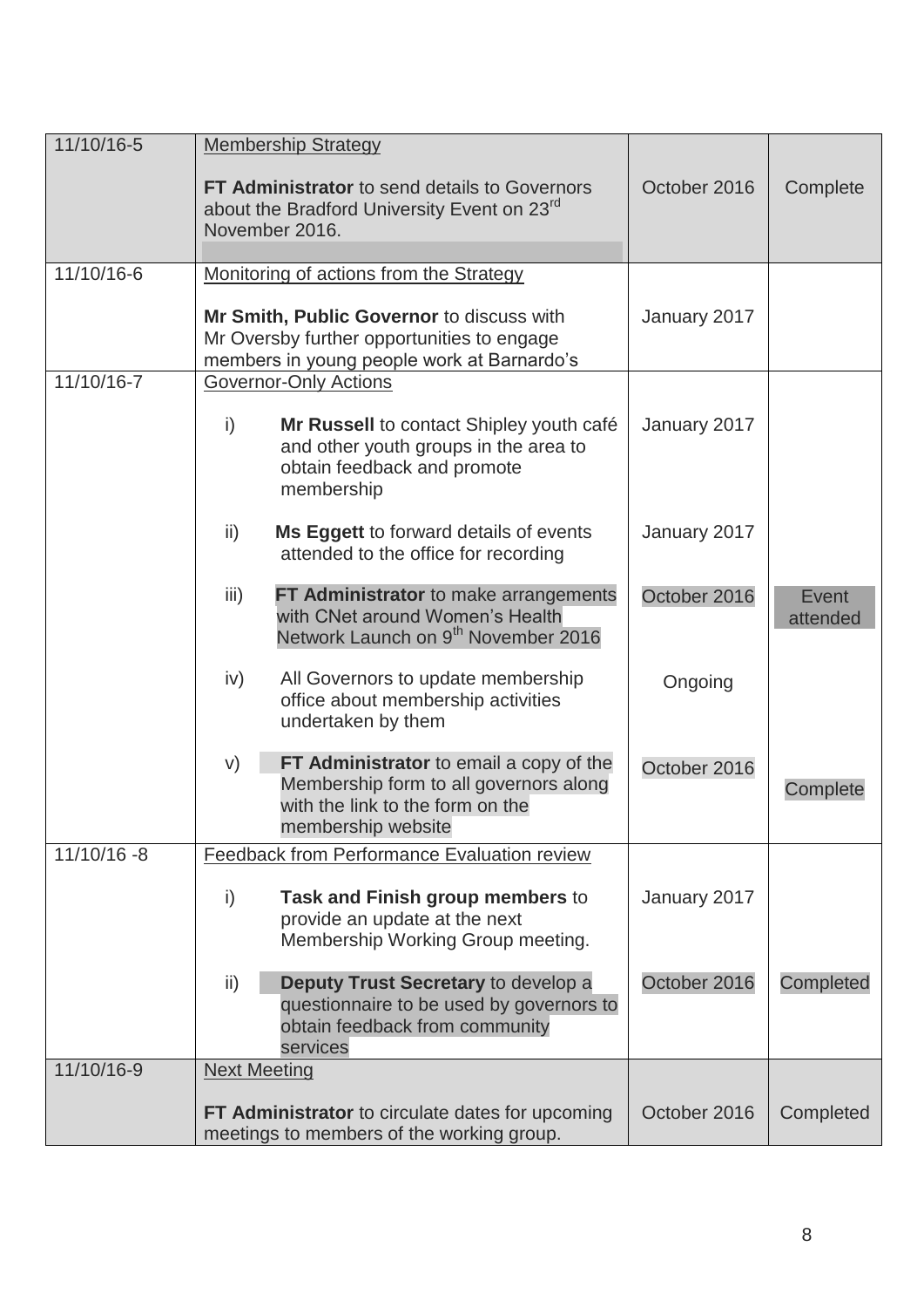| | | | |
|---|---|---|---|
| 11/10/16-5 | Membership Strategy<br><br>**FT Administrator** to send details to Governors about the Bradford University Event on 23rd November 2016. | October 2016 | Complete |
| 11/10/16-6 | Monitoring of actions from the Strategy<br><br>**Mr Smith, Public Governor** to discuss with Mr Oversby further opportunities to engage members in young people work at Barnardo's | January 2017 | |
| 11/10/16-7 | Governor-Only Actions<br><br>i) **Mr Russell** to contact Shipley youth café and other youth groups in the area to obtain feedback and promote membership | January 2017 | |
| | ii) **Ms Eggett** to forward details of events attended to the office for recording | January 2017 | |
| | iii) **FT Administrator** to make arrangements with CNet around Women's Health Network Launch on 9th November 2016 | October 2016 | Event attended |
| | iv) All Governors to update membership office about membership activities undertaken by them | Ongoing | |
| | v) **FT Administrator** to email a copy of the Membership form to all governors along with the link to the form on the membership website | October 2016 | Complete |
| 11/10/16 -8 | Feedback from Performance Evaluation review<br><br>i) **Task and Finish group members** to provide an update at the next Membership Working Group meeting. | January 2017 | |
| | ii) **Deputy Trust Secretary** to develop a questionnaire to be used by governors to obtain feedback from community services | October 2016 | Completed |
| 11/10/16-9 | Next Meeting<br><br>**FT Administrator** to circulate dates for upcoming meetings to members of the working group. | October 2016 | Completed |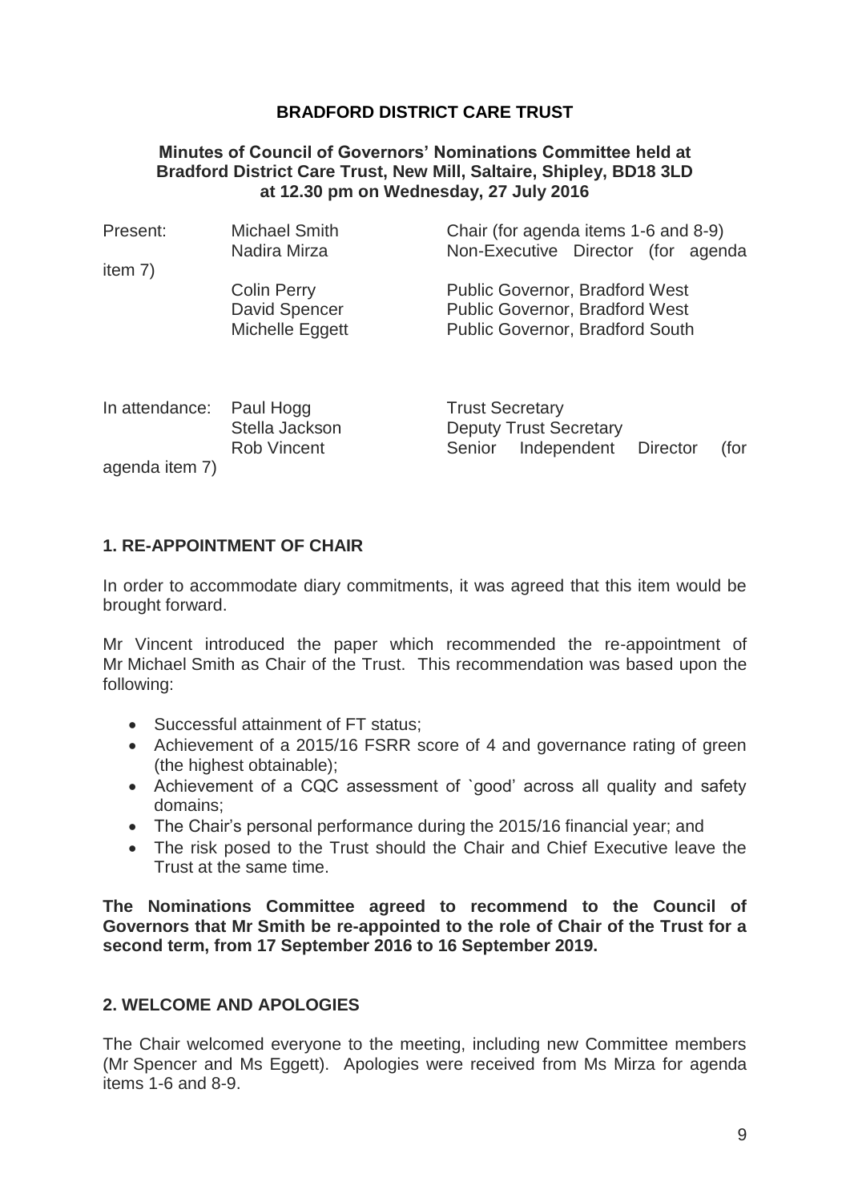**BRADFORD DISTRICT CARE TRUST**

**Minutes of Council of Governors' Nominations Committee held at Bradford District Care Trust, New Mill, Saltaire, Shipley, BD18 3LD at 12.30 pm on Wednesday, 27 July 2016**

| | | |
|---|---|---|
| Present: | Michael Smith | Chair (for agenda items 1-6 and 8-9) |
| | Nadira Mirza | Non-Executive Director (for agenda item 7) |
| | Colin Perry | Public Governor, Bradford West |
| | David Spencer | Public Governor, Bradford West |
| | Michelle Eggett | Public Governor, Bradford South |
| | | |
| In attendance: | Paul Hogg | Trust Secretary |
| | Stella Jackson | Deputy Trust Secretary |
| | Rob Vincent | Senior Independent Director (for agenda item 7) |

## 1. RE-APPOINTMENT OF CHAIR

In order to accommodate diary commitments, it was agreed that this item would be brought forward.

Mr Vincent introduced the paper which recommended the re-appointment of Mr Michael Smith as Chair of the Trust. This recommendation was based upon the following:

- Successful attainment of FT status;
- Achievement of a 2015/16 FSRR score of 4 and governance rating of green (the highest obtainable);
- Achievement of a CQC assessment of `good' across all quality and safety domains;
- The Chair's personal performance during the 2015/16 financial year; and
- The risk posed to the Trust should the Chair and Chief Executive leave the Trust at the same time.

**The Nominations Committee agreed to recommend to the Council of Governors that Mr Smith be re-appointed to the role of Chair of the Trust for a second term, from 17 September 2016 to 16 September 2019.**

## 2. WELCOME AND APOLOGIES

The Chair welcomed everyone to the meeting, including new Committee members (Mr Spencer and Ms Eggett). Apologies were received from Ms Mirza for agenda items 1-6 and 8-9.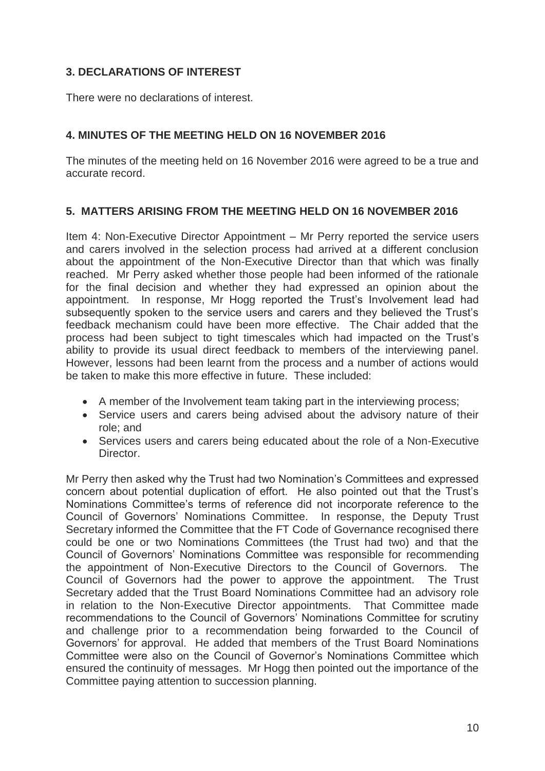## 3. DECLARATIONS OF INTEREST

There were no declarations of interest.

## 4. MINUTES OF THE MEETING HELD ON 16 NOVEMBER 2016

The minutes of the meeting held on 16 November 2016 were agreed to be a true and accurate record.

## 5. MATTERS ARISING FROM THE MEETING HELD ON 16 NOVEMBER 2016

Item 4: Non-Executive Director Appointment – Mr Perry reported the service users and carers involved in the selection process had arrived at a different conclusion about the appointment of the Non-Executive Director than that which was finally reached. Mr Perry asked whether those people had been informed of the rationale for the final decision and whether they had expressed an opinion about the appointment. In response, Mr Hogg reported the Trust's Involvement lead had subsequently spoken to the service users and carers and they believed the Trust's feedback mechanism could have been more effective. The Chair added that the process had been subject to tight timescales which had impacted on the Trust's ability to provide its usual direct feedback to members of the interviewing panel. However, lessons had been learnt from the process and a number of actions would be taken to make this more effective in future. These included:

- A member of the Involvement team taking part in the interviewing process;
- Service users and carers being advised about the advisory nature of their role; and
- Services users and carers being educated about the role of a Non-Executive Director.

Mr Perry then asked why the Trust had two Nomination's Committees and expressed concern about potential duplication of effort. He also pointed out that the Trust's Nominations Committee's terms of reference did not incorporate reference to the Council of Governors' Nominations Committee. In response, the Deputy Trust Secretary informed the Committee that the FT Code of Governance recognised there could be one or two Nominations Committees (the Trust had two) and that the Council of Governors' Nominations Committee was responsible for recommending the appointment of Non-Executive Directors to the Council of Governors. The Council of Governors had the power to approve the appointment. The Trust Secretary added that the Trust Board Nominations Committee had an advisory role in relation to the Non-Executive Director appointments. That Committee made recommendations to the Council of Governors' Nominations Committee for scrutiny and challenge prior to a recommendation being forwarded to the Council of Governors' for approval. He added that members of the Trust Board Nominations Committee were also on the Council of Governor's Nominations Committee which ensured the continuity of messages. Mr Hogg then pointed out the importance of the Committee paying attention to succession planning.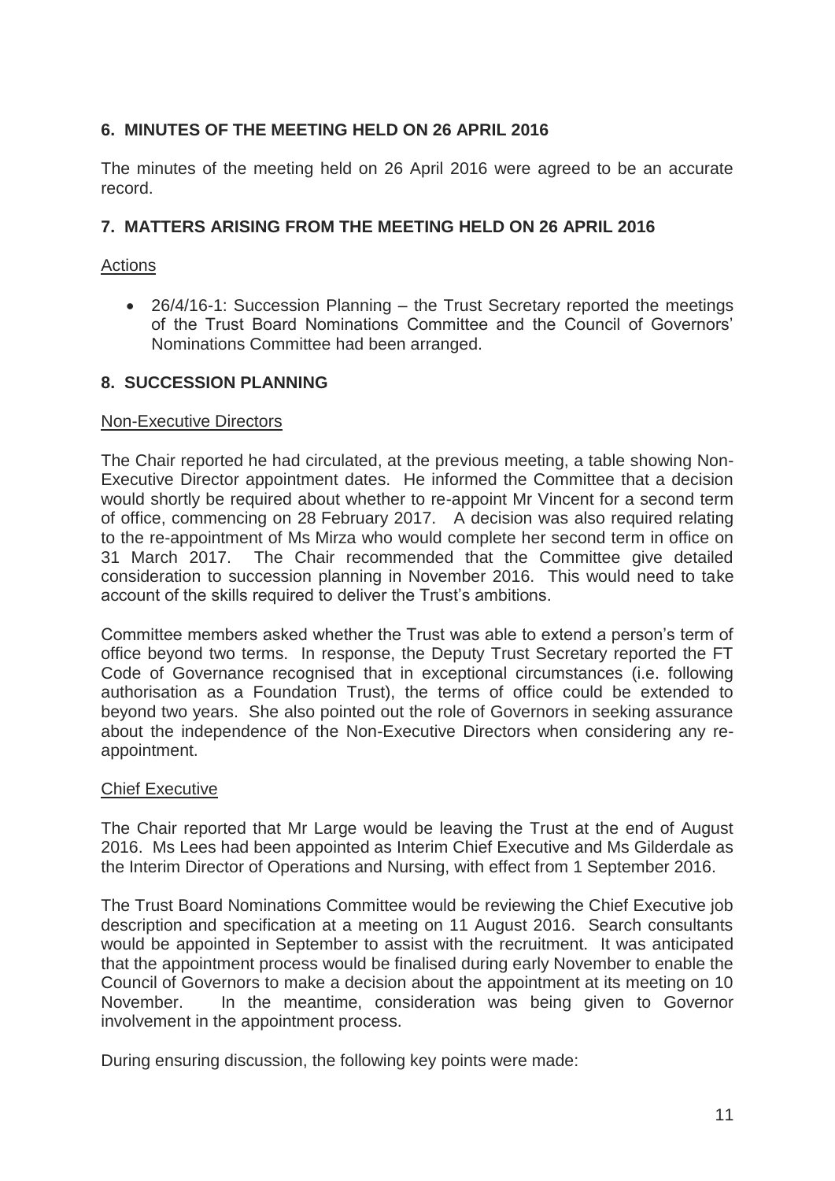## 6. MINUTES OF THE MEETING HELD ON 26 APRIL 2016

The minutes of the meeting held on 26 April 2016 were agreed to be an accurate record.

## 7. MATTERS ARISING FROM THE MEETING HELD ON 26 APRIL 2016

Actions

- 26/4/16-1: Succession Planning – the Trust Secretary reported the meetings of the Trust Board Nominations Committee and the Council of Governors' Nominations Committee had been arranged.

## 8. SUCCESSION PLANNING

Non-Executive Directors

The Chair reported he had circulated, at the previous meeting, a table showing Non-Executive Director appointment dates. He informed the Committee that a decision would shortly be required about whether to re-appoint Mr Vincent for a second term of office, commencing on 28 February 2017. A decision was also required relating to the re-appointment of Ms Mirza who would complete her second term in office on 31 March 2017. The Chair recommended that the Committee give detailed consideration to succession planning in November 2016. This would need to take account of the skills required to deliver the Trust's ambitions.

Committee members asked whether the Trust was able to extend a person's term of office beyond two terms. In response, the Deputy Trust Secretary reported the FT Code of Governance recognised that in exceptional circumstances (i.e. following authorisation as a Foundation Trust), the terms of office could be extended to beyond two years. She also pointed out the role of Governors in seeking assurance about the independence of the Non-Executive Directors when considering any re-appointment.

Chief Executive

The Chair reported that Mr Large would be leaving the Trust at the end of August 2016. Ms Lees had been appointed as Interim Chief Executive and Ms Gilderdale as the Interim Director of Operations and Nursing, with effect from 1 September 2016.

The Trust Board Nominations Committee would be reviewing the Chief Executive job description and specification at a meeting on 11 August 2016. Search consultants would be appointed in September to assist with the recruitment. It was anticipated that the appointment process would be finalised during early November to enable the Council of Governors to make a decision about the appointment at its meeting on 10 November. In the meantime, consideration was being given to Governor involvement in the appointment process.

During ensuring discussion, the following key points were made: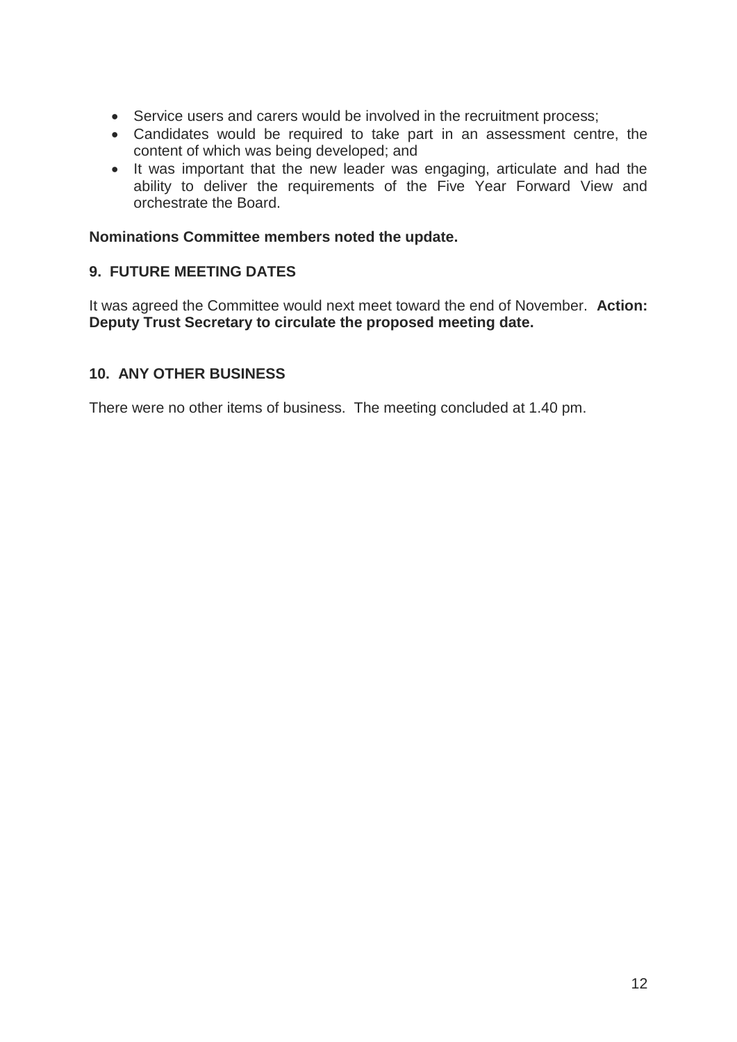- Service users and carers would be involved in the recruitment process;
- Candidates would be required to take part in an assessment centre, the content of which was being developed; and
- It was important that the new leader was engaging, articulate and had the ability to deliver the requirements of the Five Year Forward View and orchestrate the Board.

**Nominations Committee members noted the update.**

## 9. FUTURE MEETING DATES

It was agreed the Committee would next meet toward the end of November. **Action: Deputy Trust Secretary to circulate the proposed meeting date.**

## 10. ANY OTHER BUSINESS

There were no other items of business. The meeting concluded at 1.40 pm.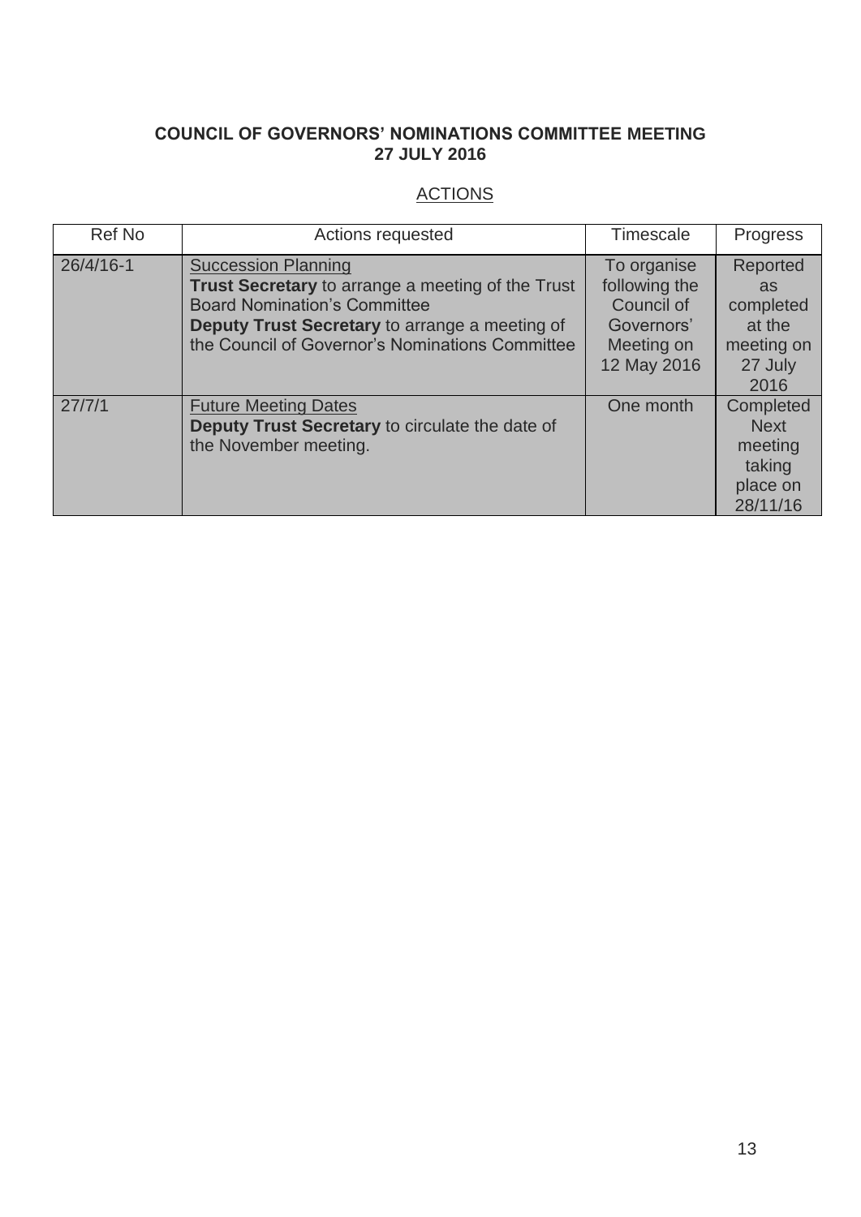**COUNCIL OF GOVERNORS' NOMINATIONS COMMITTEE MEETING**
**27 JULY 2016**

ACTIONS

| Ref No | Actions requested | Timescale | Progress |
|---|---|---|---|
| 26/4/16-1 | Succession Planning<br>**Trust Secretary** to arrange a meeting of the Trust Board Nomination's Committee<br>**Deputy Trust Secretary** to arrange a meeting of the Council of Governor's Nominations Committee | To organise following the Council of Governors' Meeting on 12 May 2016 | Reported as completed at the meeting on 27 July 2016 |
| 27/7/1 | Future Meeting Dates<br>**Deputy Trust Secretary** to circulate the date of the November meeting. | One month | Completed Next meeting taking place on 28/11/16 |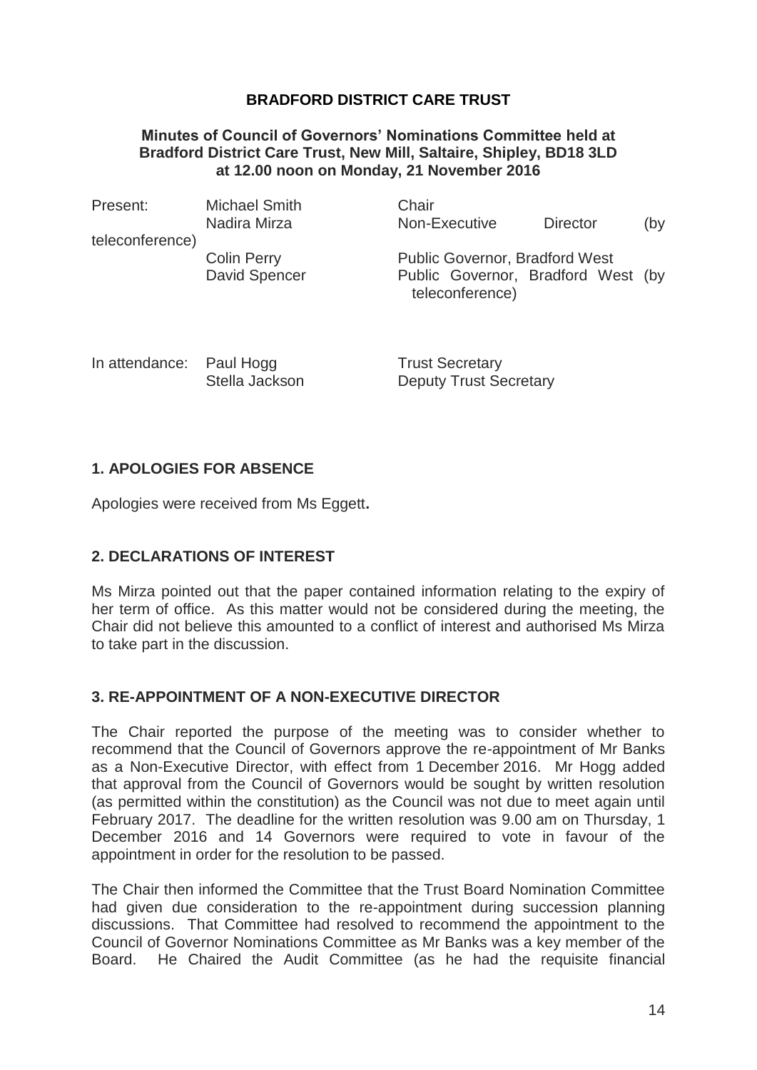**BRADFORD DISTRICT CARE TRUST**

**Minutes of Council of Governors' Nominations Committee held at Bradford District Care Trust, New Mill, Saltaire, Shipley, BD18 3LD at 12.00 noon on Monday, 21 November 2016**

| | | |
|---|---|---|
| Present: | Michael Smith | Chair |
| | Nadira Mirza | Non-Executive Director (by teleconference) |
| | Colin Perry | Public Governor, Bradford West |
| | David Spencer | Public Governor, Bradford West (by teleconference) |
| | | |
| In attendance: | Paul Hogg | Trust Secretary |
| | Stella Jackson | Deputy Trust Secretary |

## 1. APOLOGIES FOR ABSENCE

Apologies were received from Ms Eggett**.**

## 2. DECLARATIONS OF INTEREST

Ms Mirza pointed out that the paper contained information relating to the expiry of her term of office. As this matter would not be considered during the meeting, the Chair did not believe this amounted to a conflict of interest and authorised Ms Mirza to take part in the discussion.

## 3. RE-APPOINTMENT OF A NON-EXECUTIVE DIRECTOR

The Chair reported the purpose of the meeting was to consider whether to recommend that the Council of Governors approve the re-appointment of Mr Banks as a Non-Executive Director, with effect from 1 December 2016. Mr Hogg added that approval from the Council of Governors would be sought by written resolution (as permitted within the constitution) as the Council was not due to meet again until February 2017. The deadline for the written resolution was 9.00 am on Thursday, 1 December 2016 and 14 Governors were required to vote in favour of the appointment in order for the resolution to be passed.

The Chair then informed the Committee that the Trust Board Nomination Committee had given due consideration to the re-appointment during succession planning discussions. That Committee had resolved to recommend the appointment to the Council of Governor Nominations Committee as Mr Banks was a key member of the Board. He Chaired the Audit Committee (as he had the requisite financial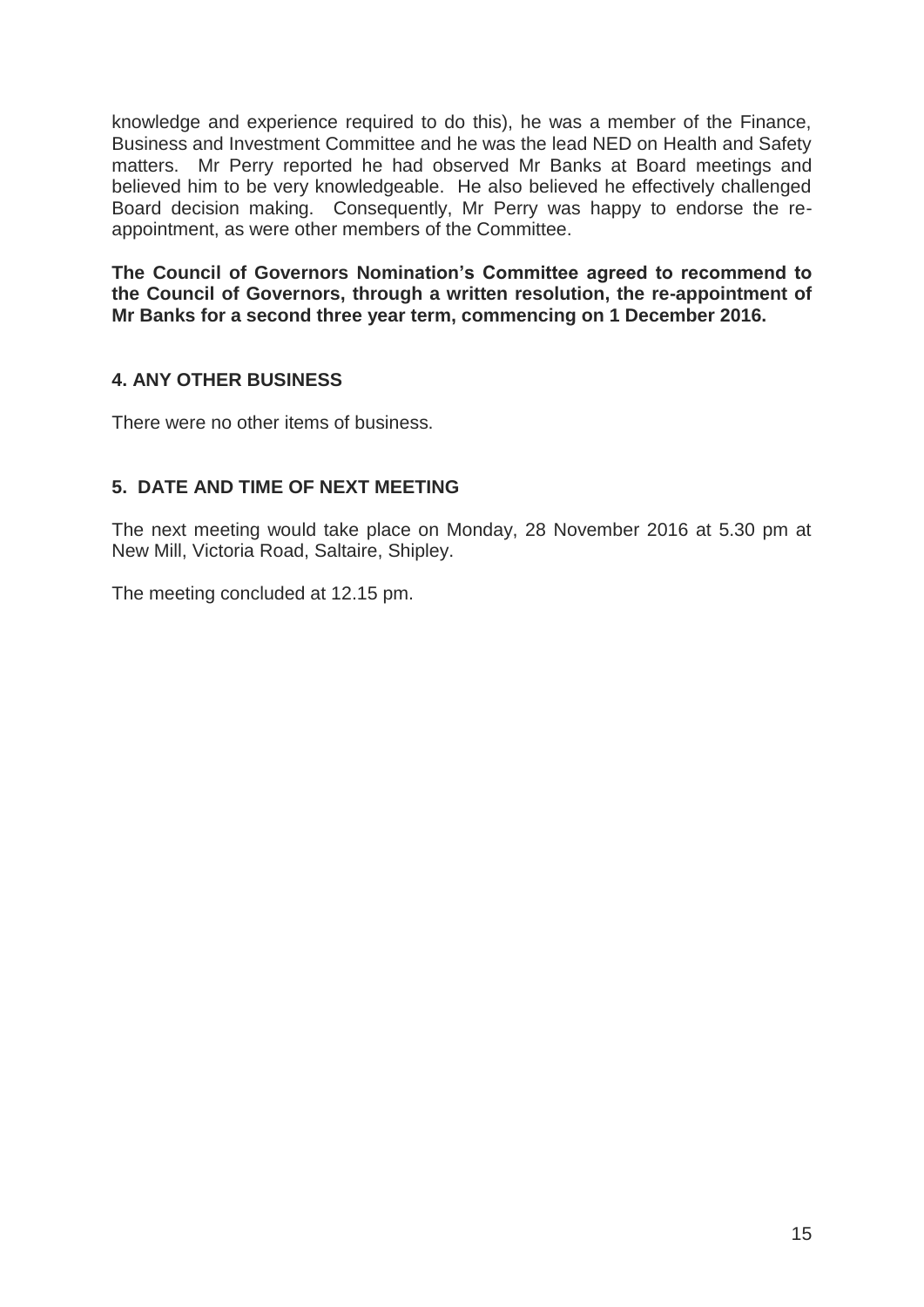knowledge and experience required to do this), he was a member of the Finance, Business and Investment Committee and he was the lead NED on Health and Safety matters. Mr Perry reported he had observed Mr Banks at Board meetings and believed him to be very knowledgeable. He also believed he effectively challenged Board decision making. Consequently, Mr Perry was happy to endorse the re-appointment, as were other members of the Committee.

**The Council of Governors Nomination's Committee agreed to recommend to the Council of Governors, through a written resolution, the re-appointment of Mr Banks for a second three year term, commencing on 1 December 2016.**

## 4. ANY OTHER BUSINESS

There were no other items of business.

## 5. DATE AND TIME OF NEXT MEETING

The next meeting would take place on Monday, 28 November 2016 at 5.30 pm at New Mill, Victoria Road, Saltaire, Shipley.

The meeting concluded at 12.15 pm.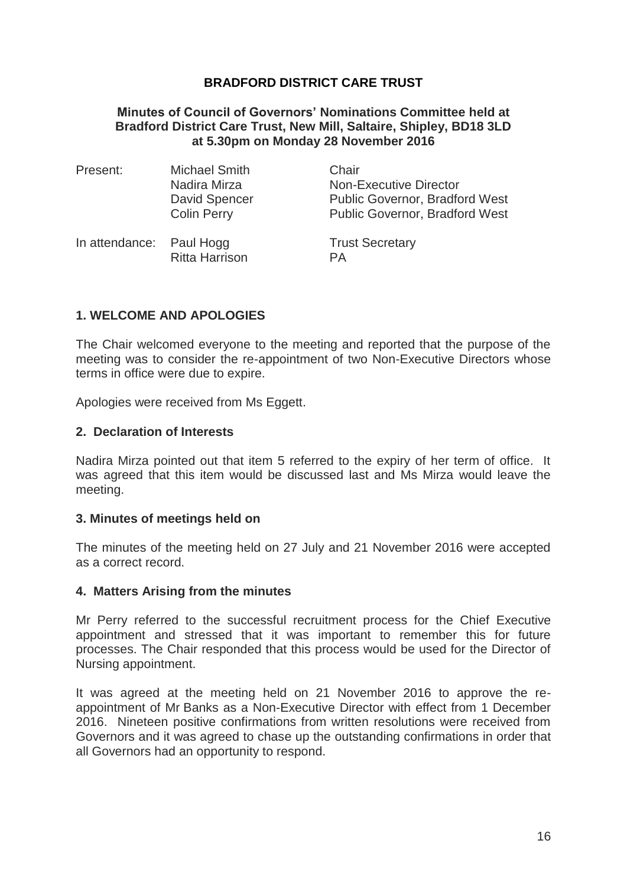**BRADFORD DISTRICT CARE TRUST**

**Minutes of Council of Governors' Nominations Committee held at Bradford District Care Trust, New Mill, Saltaire, Shipley, BD18 3LD at 5.30pm on Monday 28 November 2016**

| | | |
|---|---|---|
| Present: | Michael Smith | Chair |
| | Nadira Mirza | Non-Executive Director |
| | David Spencer | Public Governor, Bradford West |
| | Colin Perry | Public Governor, Bradford West |
| In attendance: | Paul Hogg | Trust Secretary |
| | Ritta Harrison | PA |

## 1. WELCOME AND APOLOGIES

The Chair welcomed everyone to the meeting and reported that the purpose of the meeting was to consider the re-appointment of two Non-Executive Directors whose terms in office were due to expire.

Apologies were received from Ms Eggett.

## 2. Declaration of Interests

Nadira Mirza pointed out that item 5 referred to the expiry of her term of office. It was agreed that this item would be discussed last and Ms Mirza would leave the meeting.

## 3. Minutes of meetings held on

The minutes of the meeting held on 27 July and 21 November 2016 were accepted as a correct record.

## 4. Matters Arising from the minutes

Mr Perry referred to the successful recruitment process for the Chief Executive appointment and stressed that it was important to remember this for future processes. The Chair responded that this process would be used for the Director of Nursing appointment.

It was agreed at the meeting held on 21 November 2016 to approve the re-appointment of Mr Banks as a Non-Executive Director with effect from 1 December 2016. Nineteen positive confirmations from written resolutions were received from Governors and it was agreed to chase up the outstanding confirmations in order that all Governors had an opportunity to respond.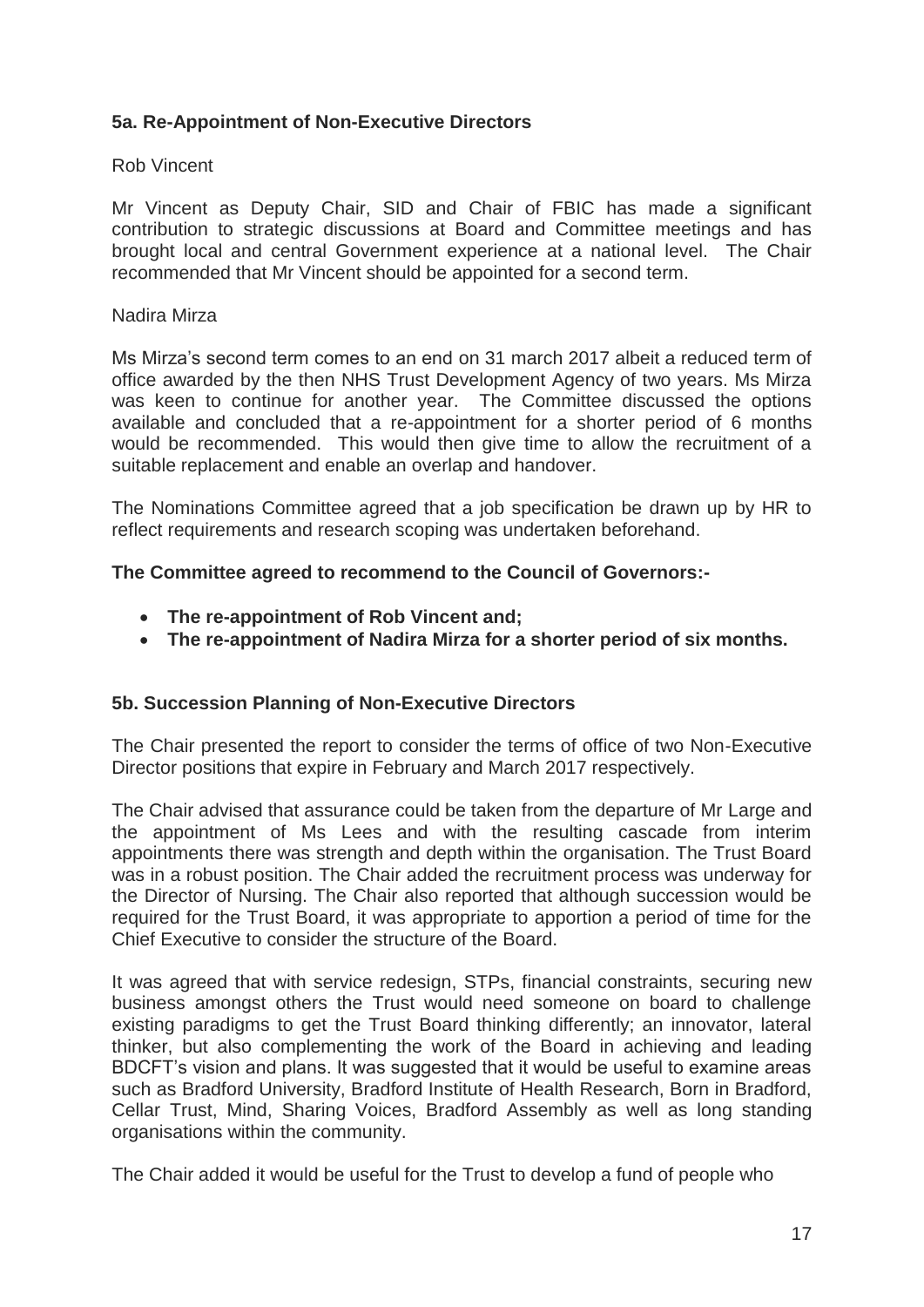### 5a. Re-Appointment of Non-Executive Directors

Rob Vincent

Mr Vincent as Deputy Chair, SID and Chair of FBIC has made a significant contribution to strategic discussions at Board and Committee meetings and has brought local and central Government experience at a national level. The Chair recommended that Mr Vincent should be appointed for a second term.

Nadira Mirza

Ms Mirza's second term comes to an end on 31 march 2017 albeit a reduced term of office awarded by the then NHS Trust Development Agency of two years. Ms Mirza was keen to continue for another year. The Committee discussed the options available and concluded that a re-appointment for a shorter period of 6 months would be recommended. This would then give time to allow the recruitment of a suitable replacement and enable an overlap and handover.

The Nominations Committee agreed that a job specification be drawn up by HR to reflect requirements and research scoping was undertaken beforehand.

**The Committee agreed to recommend to the Council of Governors:-**

- **The re-appointment of Rob Vincent and;**
- **The re-appointment of Nadira Mirza for a shorter period of six months.**

### 5b. Succession Planning of Non-Executive Directors

The Chair presented the report to consider the terms of office of two Non-Executive Director positions that expire in February and March 2017 respectively.

The Chair advised that assurance could be taken from the departure of Mr Large and the appointment of Ms Lees and with the resulting cascade from interim appointments there was strength and depth within the organisation. The Trust Board was in a robust position. The Chair added the recruitment process was underway for the Director of Nursing. The Chair also reported that although succession would be required for the Trust Board, it was appropriate to apportion a period of time for the Chief Executive to consider the structure of the Board.

It was agreed that with service redesign, STPs, financial constraints, securing new business amongst others the Trust would need someone on board to challenge existing paradigms to get the Trust Board thinking differently; an innovator, lateral thinker, but also complementing the work of the Board in achieving and leading BDCFT's vision and plans. It was suggested that it would be useful to examine areas such as Bradford University, Bradford Institute of Health Research, Born in Bradford, Cellar Trust, Mind, Sharing Voices, Bradford Assembly as well as long standing organisations within the community.

The Chair added it would be useful for the Trust to develop a fund of people who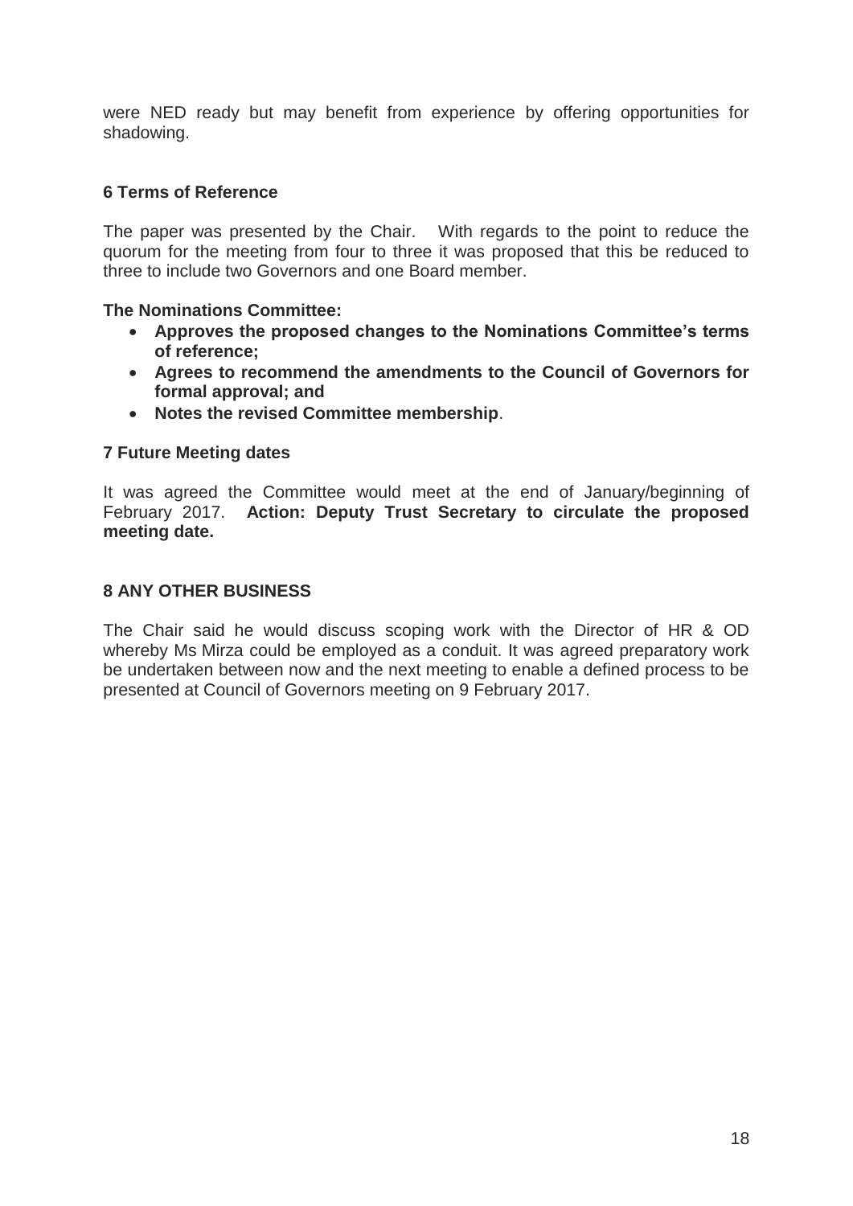were NED ready but may benefit from experience by offering opportunities for shadowing.

### 6 Terms of Reference

The paper was presented by the Chair. With regards to the point to reduce the quorum for the meeting from four to three it was proposed that this be reduced to three to include two Governors and one Board member.

**The Nominations Committee:**

- **Approves the proposed changes to the Nominations Committee's terms of reference;**
- **Agrees to recommend the amendments to the Council of Governors for formal approval; and**
- **Notes the revised Committee membership**.

### 7 Future Meeting dates

It was agreed the Committee would meet at the end of January/beginning of February 2017. **Action: Deputy Trust Secretary to circulate the proposed meeting date.**

### 8 ANY OTHER BUSINESS

The Chair said he would discuss scoping work with the Director of HR & OD whereby Ms Mirza could be employed as a conduit. It was agreed preparatory work be undertaken between now and the next meeting to enable a defined process to be presented at Council of Governors meeting on 9 February 2017.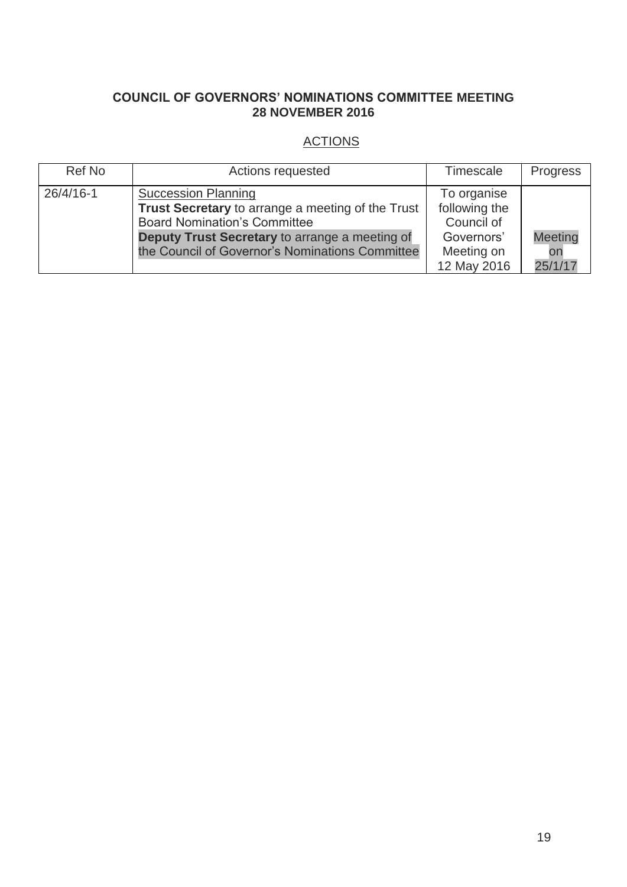**COUNCIL OF GOVERNORS' NOMINATIONS COMMITTEE MEETING**
**28 NOVEMBER 2016**

ACTIONS

| Ref No | Actions requested | Timescale | Progress |
|---|---|---|---|
| 26/4/16-1 | Succession Planning<br>**Trust Secretary** to arrange a meeting of the Trust Board Nomination's Committee<br>**Deputy Trust Secretary** to arrange a meeting of the Council of Governor's Nominations Committee | To organise following the Council of Governors' Meeting on 12 May 2016 | Meeting on 25/1/17 |